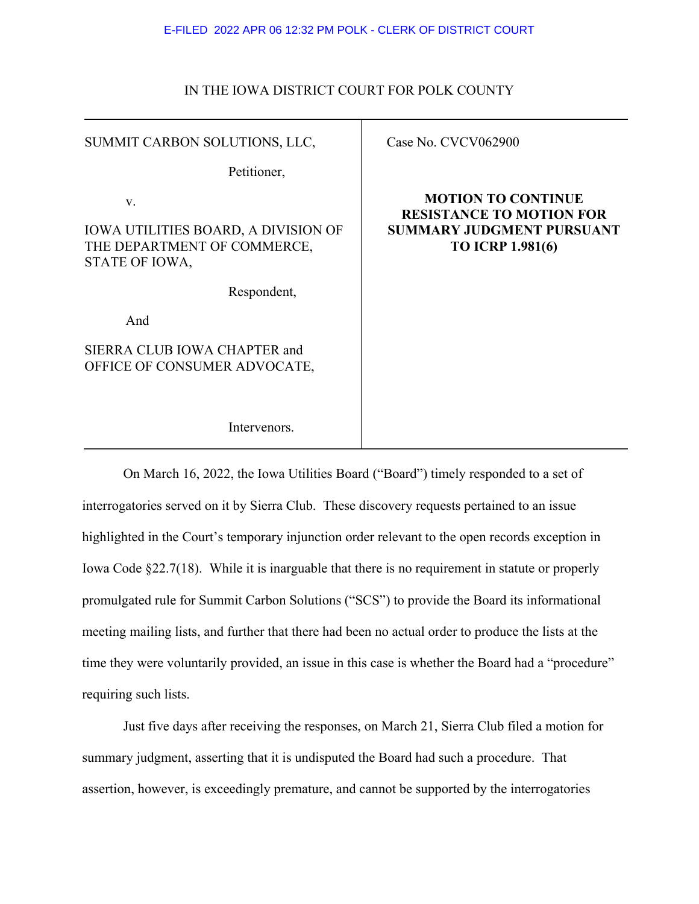E-FILED 2022 APR 06 12:32 PM POLK - CLERK OF DISTRICT COURT

IN THE IOWA DISTRICT COURT FOR POLK COUNTY

| | |
|---|---|
| SUMMIT CARBON SOLUTIONS, LLC,<br><br>Petitioner,<br><br>v.<br><br>IOWA UTILITIES BOARD, A DIVISION OF THE DEPARTMENT OF COMMERCE, STATE OF IOWA,<br><br>Respondent,<br><br>And<br><br>SIERRA CLUB IOWA CHAPTER and OFFICE OF CONSUMER ADVOCATE,<br><br>Intervenors. | Case No. CVCV062900<br><br>**MOTION TO CONTINUE RESISTANCE TO MOTION FOR SUMMARY JUDGMENT PURSUANT TO ICRP 1.981(6)** |

On March 16, 2022, the Iowa Utilities Board ("Board") timely responded to a set of interrogatories served on it by Sierra Club. These discovery requests pertained to an issue highlighted in the Court's temporary injunction order relevant to the open records exception in Iowa Code §22.7(18). While it is inarguable that there is no requirement in statute or properly promulgated rule for Summit Carbon Solutions ("SCS") to provide the Board its informational meeting mailing lists, and further that there had been no actual order to produce the lists at the time they were voluntarily provided, an issue in this case is whether the Board had a "procedure" requiring such lists.

Just five days after receiving the responses, on March 21, Sierra Club filed a motion for summary judgment, asserting that it is undisputed the Board had such a procedure. That assertion, however, is exceedingly premature, and cannot be supported by the interrogatories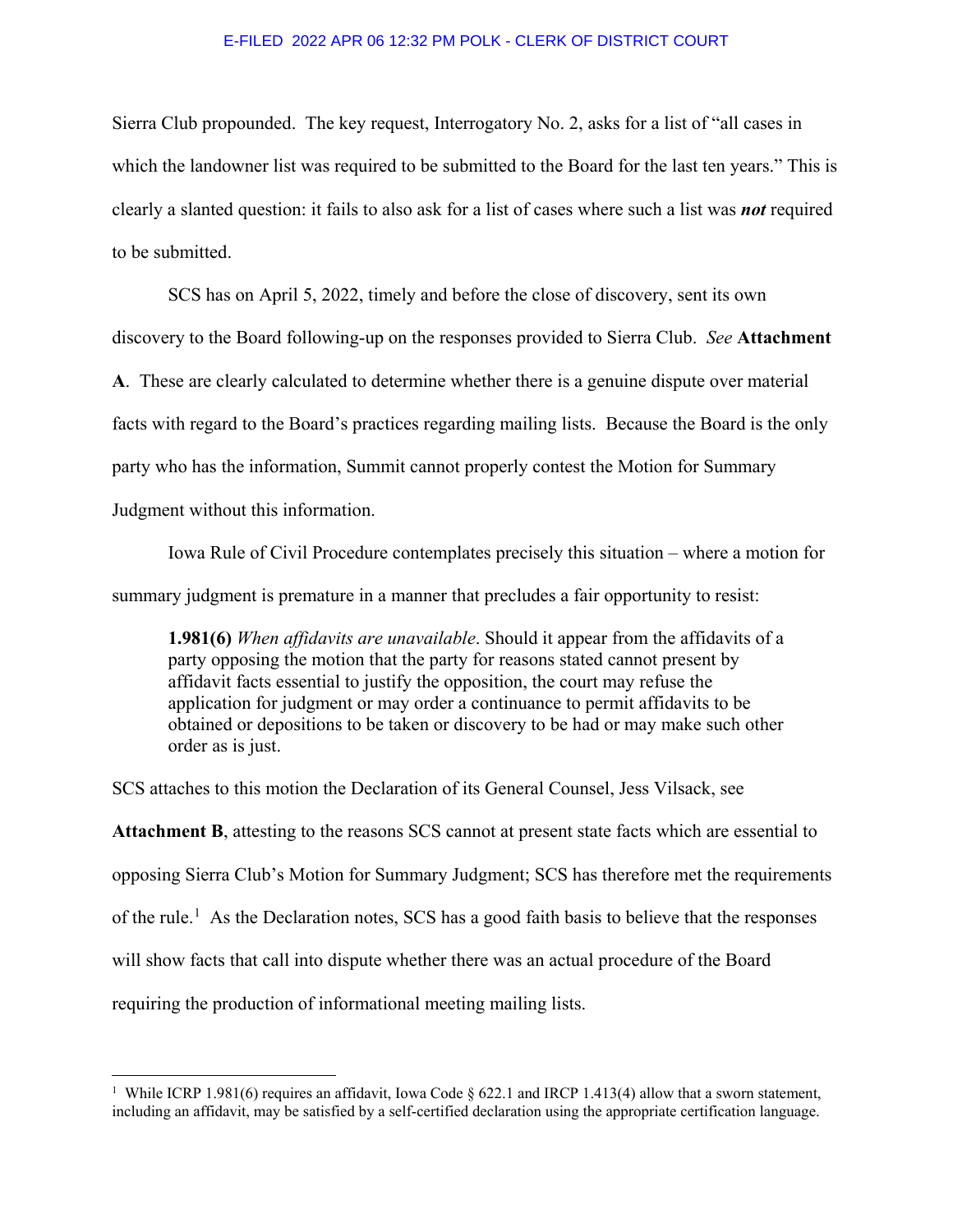Sierra Club propounded. The key request, Interrogatory No. 2, asks for a list of "all cases in which the landowner list was required to be submitted to the Board for the last ten years." This is clearly a slanted question: it fails to also ask for a list of cases where such a list was ***not*** required to be submitted.

SCS has on April 5, 2022, timely and before the close of discovery, sent its own discovery to the Board following-up on the responses provided to Sierra Club. *See* **Attachment A**. These are clearly calculated to determine whether there is a genuine dispute over material facts with regard to the Board's practices regarding mailing lists. Because the Board is the only party who has the information, Summit cannot properly contest the Motion for Summary Judgment without this information.

Iowa Rule of Civil Procedure contemplates precisely this situation – where a motion for summary judgment is premature in a manner that precludes a fair opportunity to resist:

> **1.981(6)** *When affidavits are unavailable*. Should it appear from the affidavits of a party opposing the motion that the party for reasons stated cannot present by affidavit facts essential to justify the opposition, the court may refuse the application for judgment or may order a continuance to permit affidavits to be obtained or depositions to be taken or discovery to be had or may make such other order as is just.

SCS attaches to this motion the Declaration of its General Counsel, Jess Vilsack, see **Attachment B**, attesting to the reasons SCS cannot at present state facts which are essential to opposing Sierra Club's Motion for Summary Judgment; SCS has therefore met the requirements of the rule.[1] As the Declaration notes, SCS has a good faith basis to believe that the responses will show facts that call into dispute whether there was an actual procedure of the Board requiring the production of informational meeting mailing lists.

---

[1] While ICRP 1.981(6) requires an affidavit, Iowa Code § 622.1 and IRCP 1.413(4) allow that a sworn statement, including an affidavit, may be satisfied by a self-certified declaration using the appropriate certification language.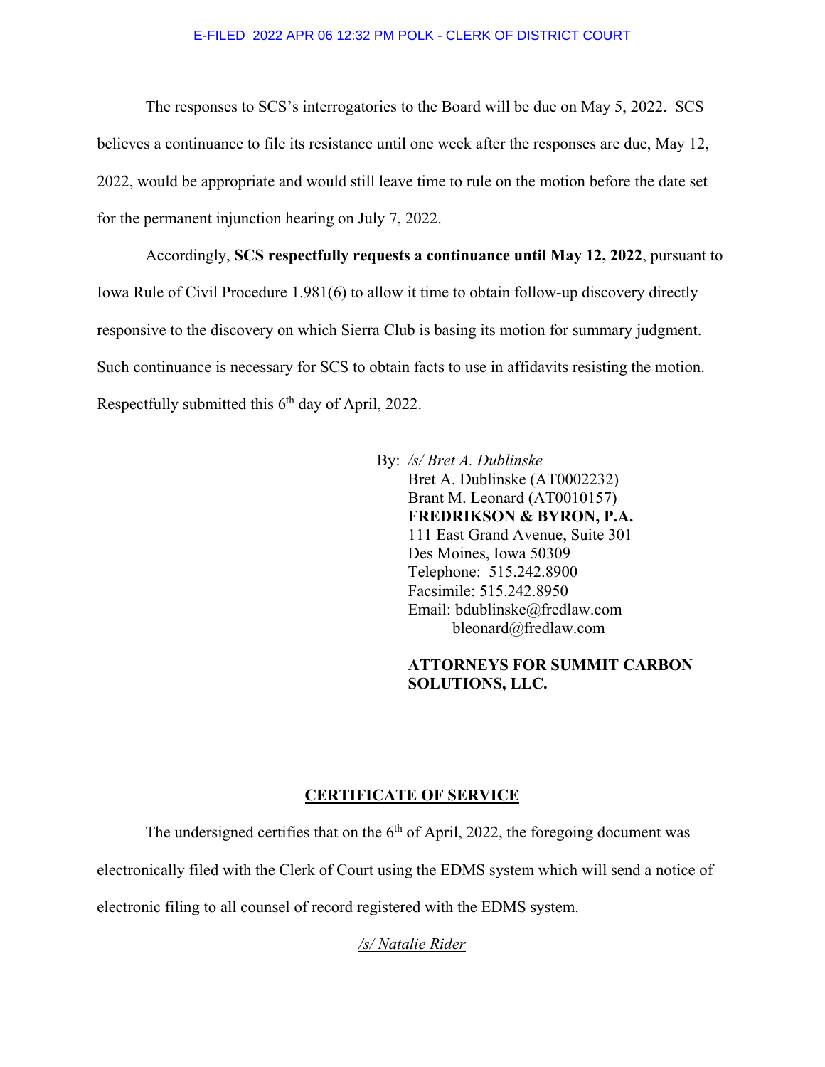The responses to SCS's interrogatories to the Board will be due on May 5, 2022. SCS believes a continuance to file its resistance until one week after the responses are due, May 12, 2022, would be appropriate and would still leave time to rule on the motion before the date set for the permanent injunction hearing on July 7, 2022.

Accordingly, **SCS respectfully requests a continuance until May 12, 2022**, pursuant to Iowa Rule of Civil Procedure 1.981(6) to allow it time to obtain follow-up discovery directly responsive to the discovery on which Sierra Club is basing its motion for summary judgment. Such continuance is necessary for SCS to obtain facts to use in affidavits resisting the motion.

Respectfully submitted this 6th day of April, 2022.

By: */s/ Bret A. Dublinske*
Bret A. Dublinske (AT0002232)
Brant M. Leonard (AT0010157)
**FREDRIKSON & BYRON, P.A.**
111 East Grand Avenue, Suite 301
Des Moines, Iowa 50309
Telephone: 515.242.8900
Facsimile: 515.242.8950
Email: bdublinske@fredlaw.com
bleonard@fredlaw.com

**ATTORNEYS FOR SUMMIT CARBON SOLUTIONS, LLC.**

## CERTIFICATE OF SERVICE

The undersigned certifies that on the 6th of April, 2022, the foregoing document was electronically filed with the Clerk of Court using the EDMS system which will send a notice of electronic filing to all counsel of record registered with the EDMS system.

*/s/ Natalie Rider*